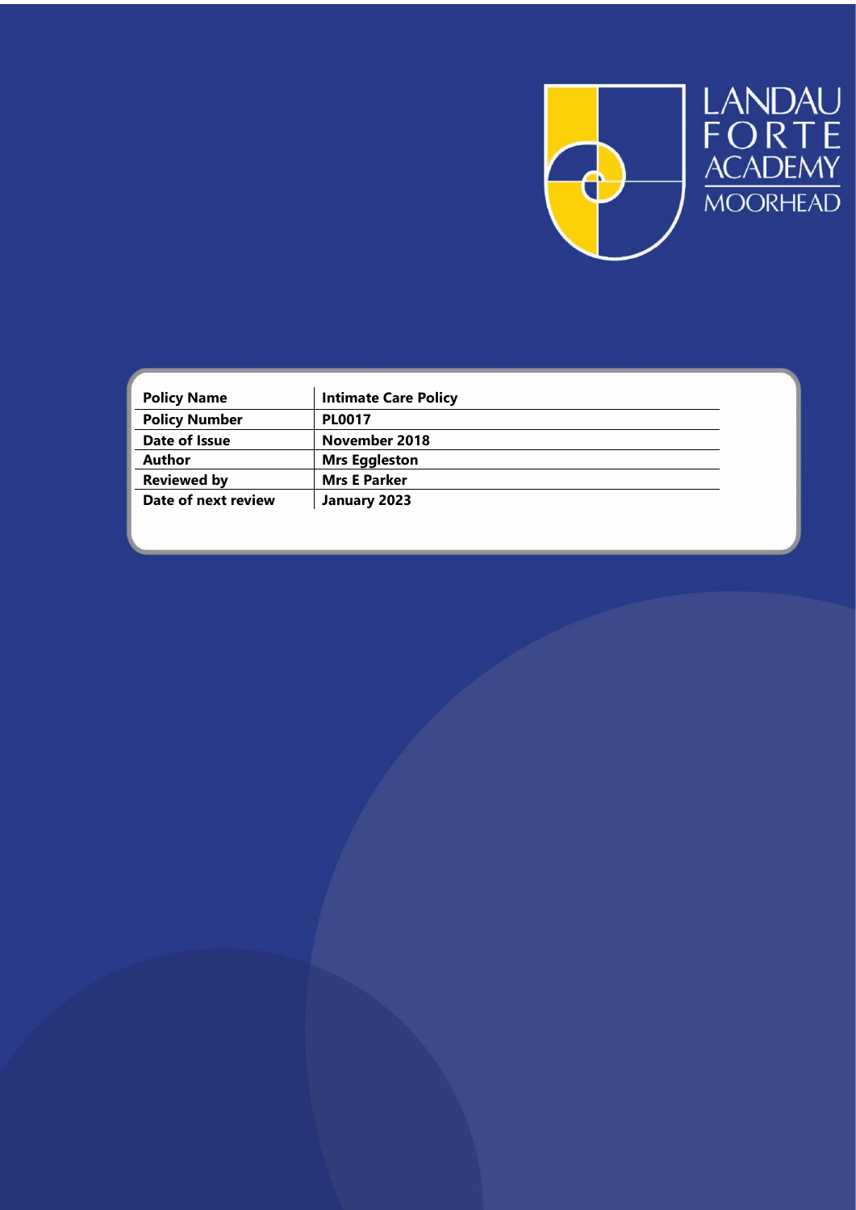LANDAU FORTE ACADEMY MOORHEAD

| Policy Name | Intimate Care Policy |
|---|---|
| Policy Number | PL0017 |
| Date of Issue | November 2018 |
| Author | Mrs Eggleston |
| Reviewed by | Mrs E Parker |
| Date of next review | January 2023 |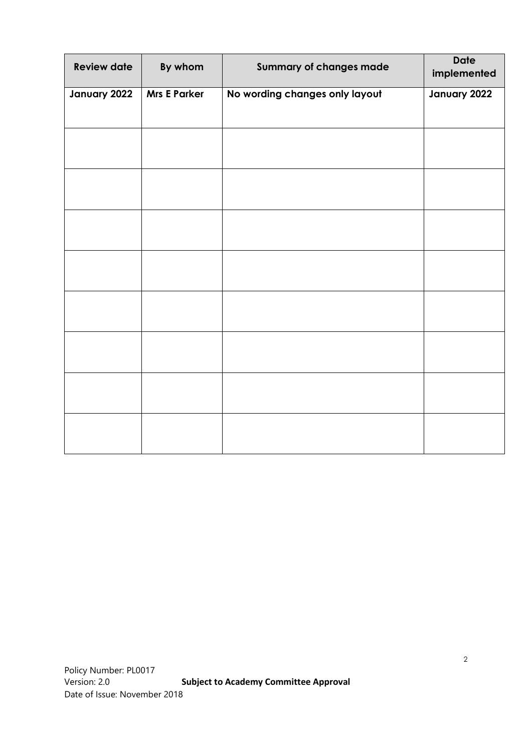| Review date | By whom | Summary of changes made | Date implemented |
|---|---|---|---|
| **January 2022** | **Mrs E Parker** | **No wording changes only layout** | **January 2022** |
| | | | |
| | | | |
| | | | |
| | | | |
| | | | |
| | | | |
| | | | |
| | | | |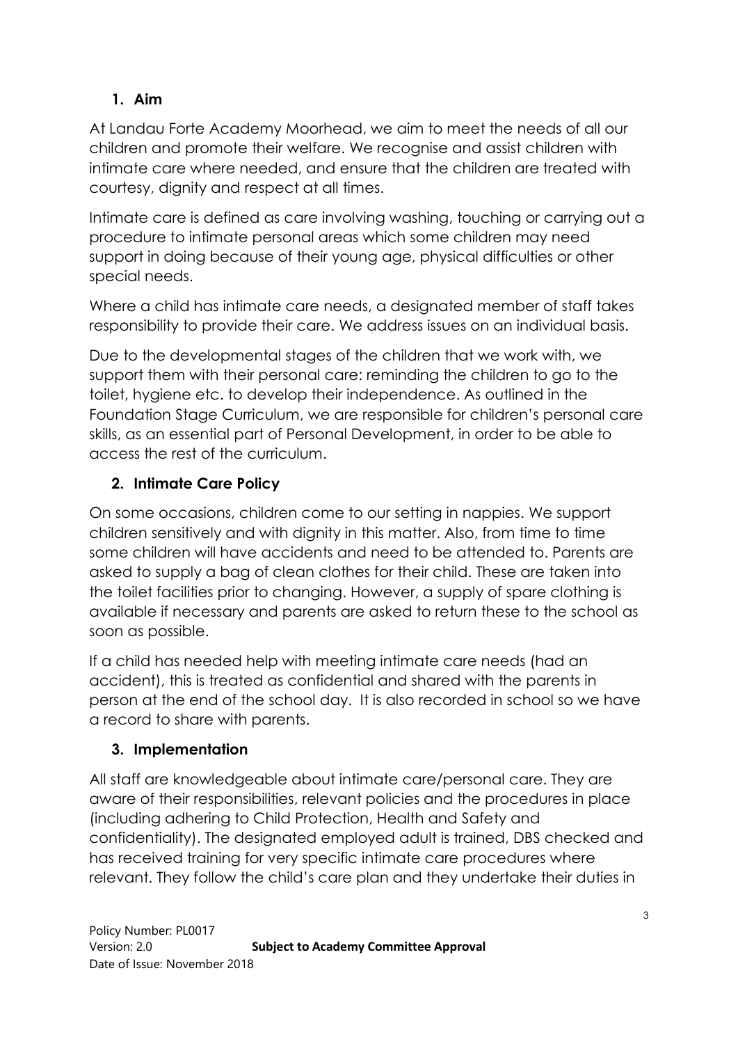## 1. Aim

At Landau Forte Academy Moorhead, we aim to meet the needs of all our children and promote their welfare. We recognise and assist children with intimate care where needed, and ensure that the children are treated with courtesy, dignity and respect at all times.

Intimate care is defined as care involving washing, touching or carrying out a procedure to intimate personal areas which some children may need support in doing because of their young age, physical difficulties or other special needs.

Where a child has intimate care needs, a designated member of staff takes responsibility to provide their care. We address issues on an individual basis.

Due to the developmental stages of the children that we work with, we support them with their personal care: reminding the children to go to the toilet, hygiene etc. to develop their independence. As outlined in the Foundation Stage Curriculum, we are responsible for children's personal care skills, as an essential part of Personal Development, in order to be able to access the rest of the curriculum.

## 2. Intimate Care Policy

On some occasions, children come to our setting in nappies. We support children sensitively and with dignity in this matter. Also, from time to time some children will have accidents and need to be attended to. Parents are asked to supply a bag of clean clothes for their child. These are taken into the toilet facilities prior to changing. However, a supply of spare clothing is available if necessary and parents are asked to return these to the school as soon as possible.

If a child has needed help with meeting intimate care needs (had an accident), this is treated as confidential and shared with the parents in person at the end of the school day. It is also recorded in school so we have a record to share with parents.

## 3. Implementation

All staff are knowledgeable about intimate care/personal care. They are aware of their responsibilities, relevant policies and the procedures in place (including adhering to Child Protection, Health and Safety and confidentiality). The designated employed adult is trained, DBS checked and has received training for very specific intimate care procedures where relevant. They follow the child's care plan and they undertake their duties in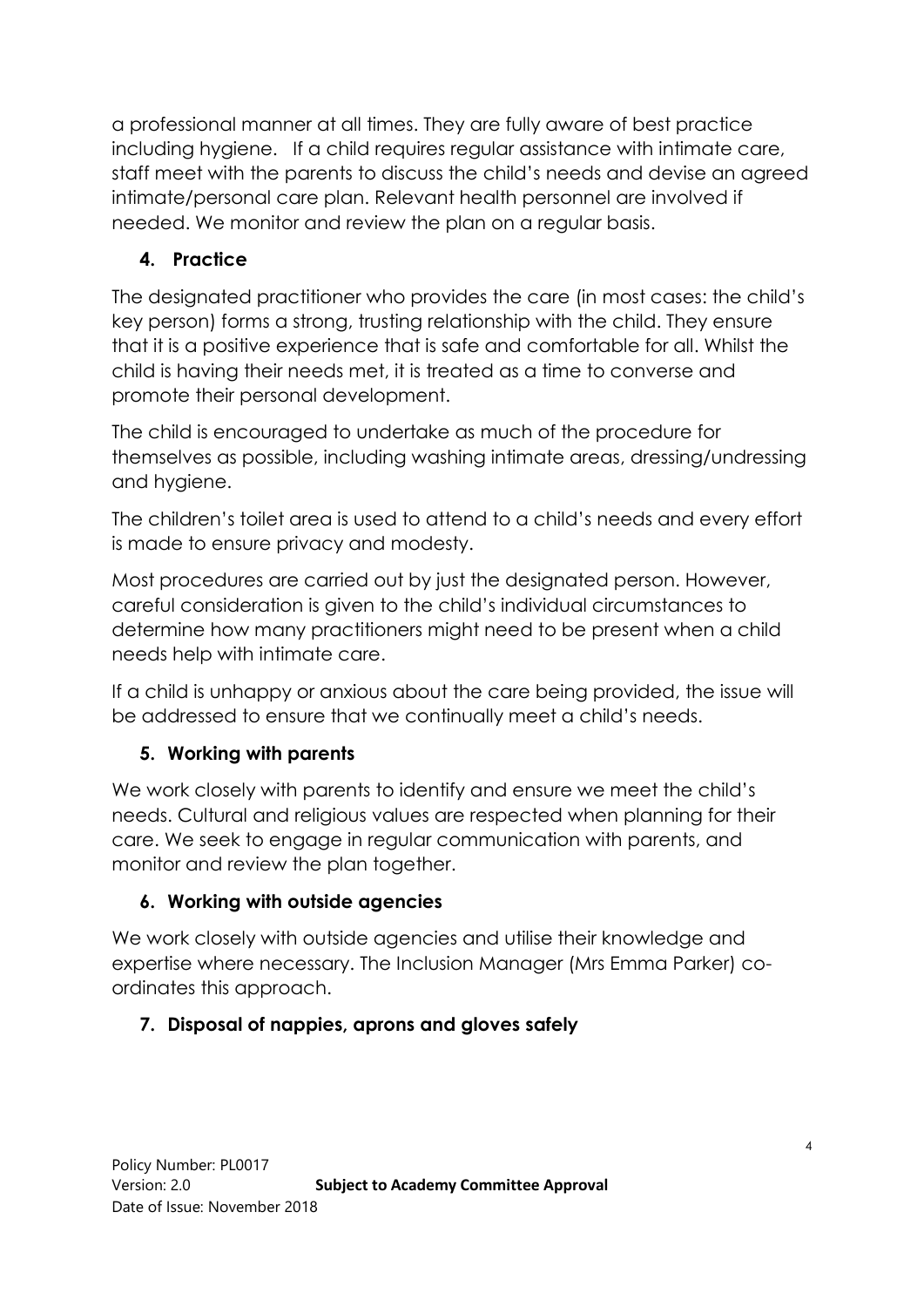a professional manner at all times. They are fully aware of best practice including hygiene. If a child requires regular assistance with intimate care, staff meet with the parents to discuss the child's needs and devise an agreed intimate/personal care plan. Relevant health personnel are involved if needed. We monitor and review the plan on a regular basis.

## 4. Practice

The designated practitioner who provides the care (in most cases: the child's key person) forms a strong, trusting relationship with the child. They ensure that it is a positive experience that is safe and comfortable for all. Whilst the child is having their needs met, it is treated as a time to converse and promote their personal development.

The child is encouraged to undertake as much of the procedure for themselves as possible, including washing intimate areas, dressing/undressing and hygiene.

The children's toilet area is used to attend to a child's needs and every effort is made to ensure privacy and modesty.

Most procedures are carried out by just the designated person. However, careful consideration is given to the child's individual circumstances to determine how many practitioners might need to be present when a child needs help with intimate care.

If a child is unhappy or anxious about the care being provided, the issue will be addressed to ensure that we continually meet a child's needs.

## 5. Working with parents

We work closely with parents to identify and ensure we meet the child's needs. Cultural and religious values are respected when planning for their care. We seek to engage in regular communication with parents, and monitor and review the plan together.

## 6. Working with outside agencies

We work closely with outside agencies and utilise their knowledge and expertise where necessary. The Inclusion Manager (Mrs Emma Parker) co-ordinates this approach.

## 7. Disposal of nappies, aprons and gloves safely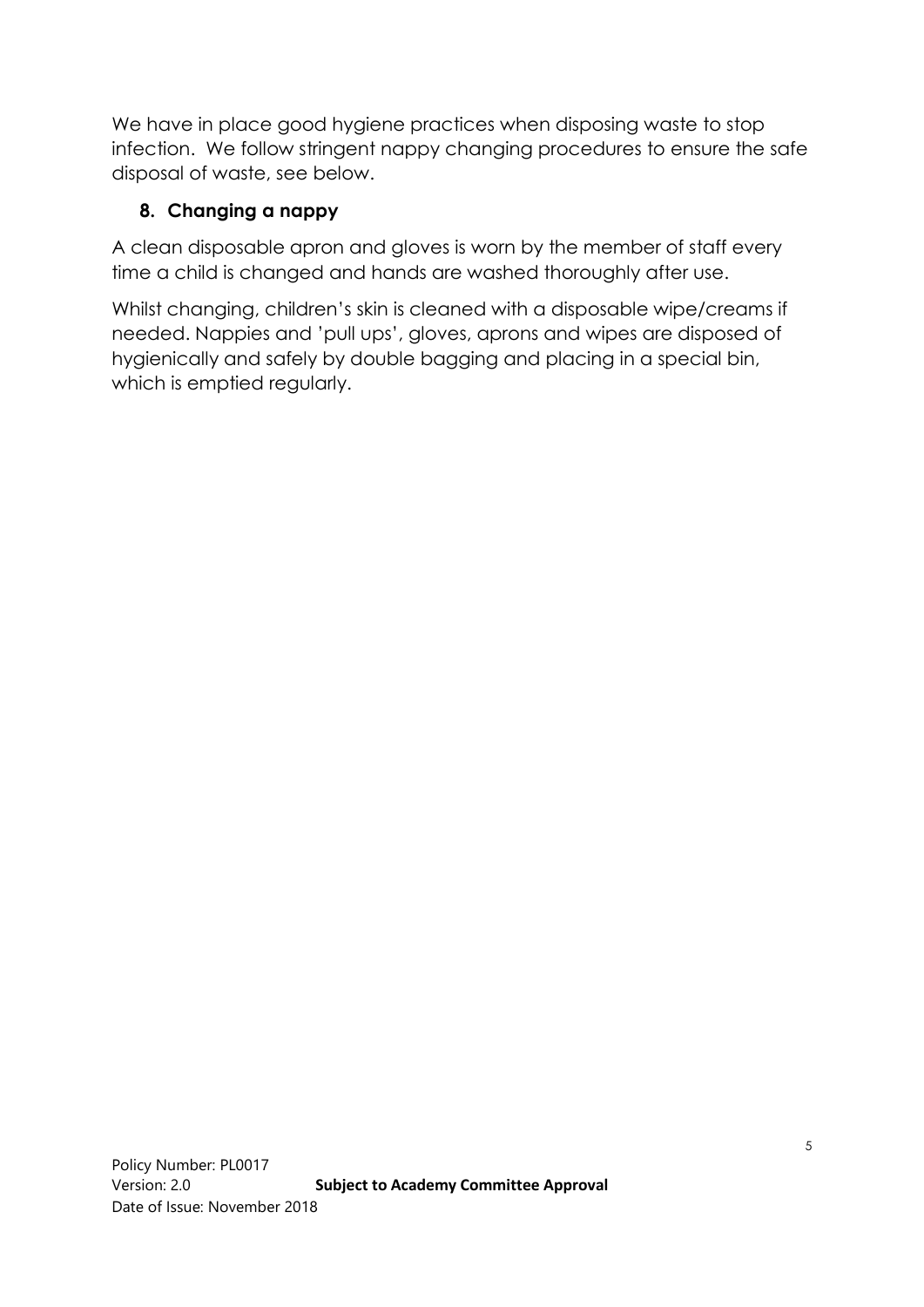We have in place good hygiene practices when disposing waste to stop infection. We follow stringent nappy changing procedures to ensure the safe disposal of waste, see below.

## 8. Changing a nappy

A clean disposable apron and gloves is worn by the member of staff every time a child is changed and hands are washed thoroughly after use.

Whilst changing, children's skin is cleaned with a disposable wipe/creams if needed. Nappies and 'pull ups', gloves, aprons and wipes are disposed of hygienically and safely by double bagging and placing in a special bin, which is emptied regularly.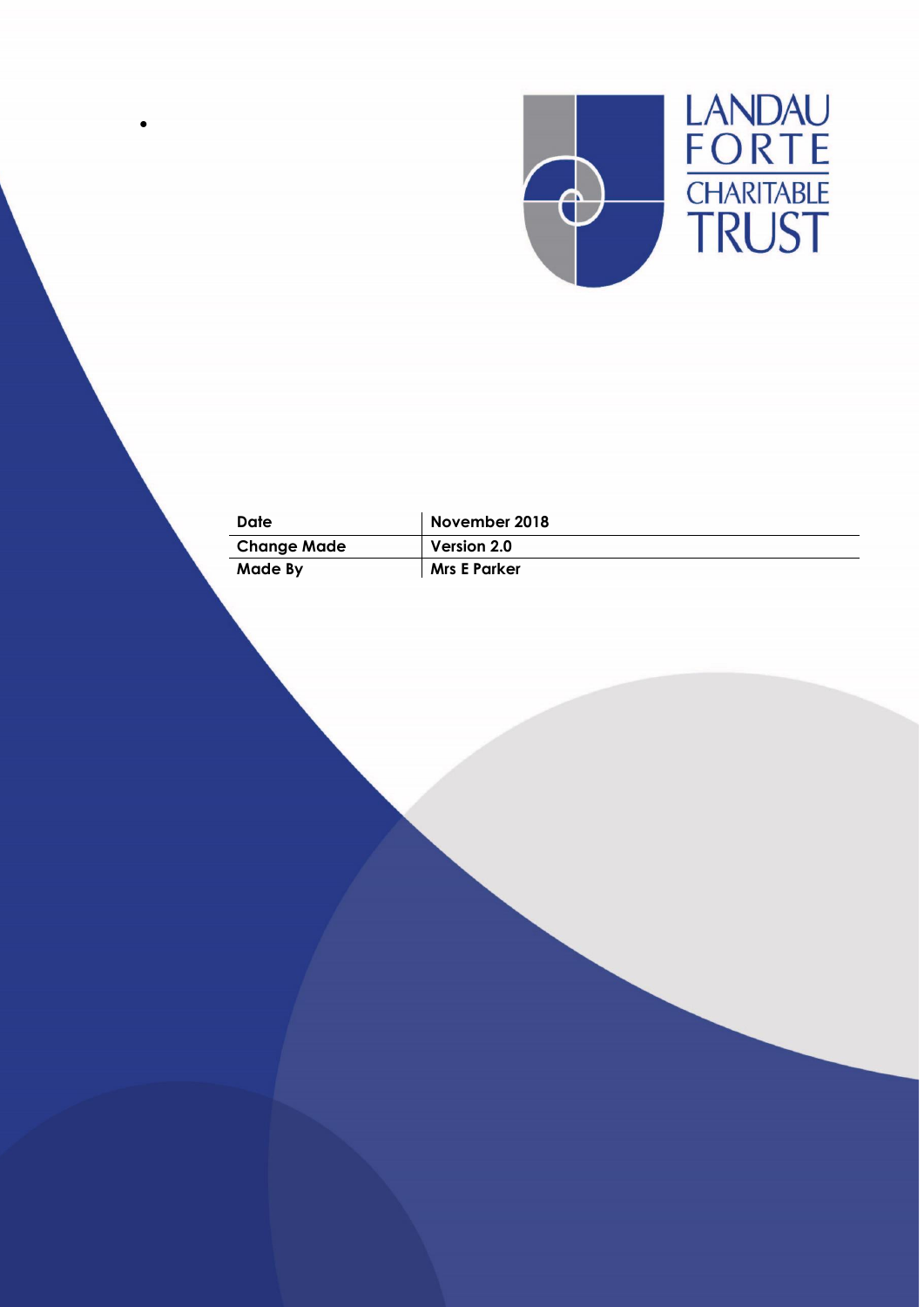•

LANDAU FORTE CHARITABLE TRUST

| | |
|---|---|
| **Date** | **November 2018** |
| **Change Made** | **Version 2.0** |
| **Made By** | **Mrs E Parker** |